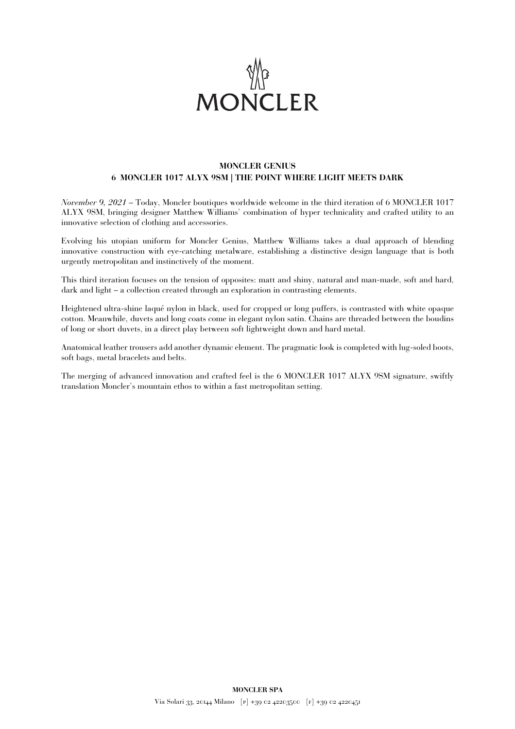MONCLER

**MONCLER GENIUS**
**6 MONCLER 1017 ALYX 9SM | THE POINT WHERE LIGHT MEETS DARK**

*November 9, 2021* – Today, Moncler boutiques worldwide welcome in the third iteration of 6 MONCLER 1017 ALYX 9SM, bringing designer Matthew Williams' combination of hyper technicality and crafted utility to an innovative selection of clothing and accessories.

Evolving his utopian uniform for Moncler Genius, Matthew Williams takes a dual approach of blending innovative construction with eye-catching metalware, establishing a distinctive design language that is both urgently metropolitan and instinctively of the moment.

This third iteration focuses on the tension of opposites: matt and shiny, natural and man-made, soft and hard, dark and light – a collection created through an exploration in contrasting elements.

Heightened ultra-shine laqué nylon in black, used for cropped or long puffers, is contrasted with white opaque cotton. Meanwhile, duvets and long coats come in elegant nylon satin. Chains are threaded between the boudins of long or short duvets, in a direct play between soft lightweight down and hard metal.

Anatomical leather trousers add another dynamic element. The pragmatic look is completed with lug-soled boots, soft bags, metal bracelets and belts.

The merging of advanced innovation and crafted feel is the 6 MONCLER 1017 ALYX 9SM signature, swiftly translation Moncler's mountain ethos to within a fast metropolitan setting.

**MONCLER SPA**

Via Solari 33, 20144 Milano [P] +39 02 42203500 [F] +39 02 4220451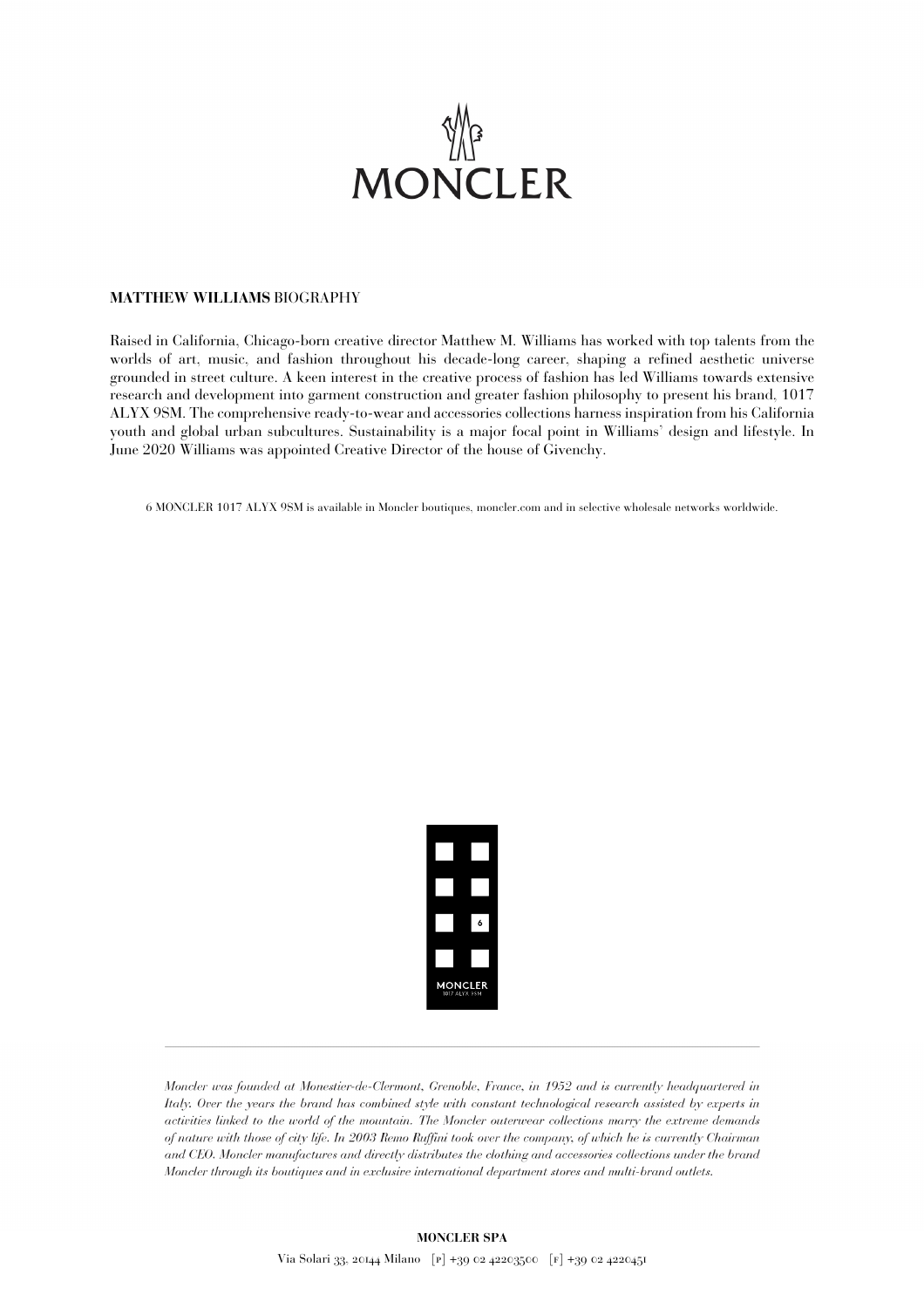MONCLER

**MATTHEW WILLIAMS** BIOGRAPHY

Raised in California, Chicago-born creative director Matthew M. Williams has worked with top talents from the worlds of art, music, and fashion throughout his decade-long career, shaping a refined aesthetic universe grounded in street culture. A keen interest in the creative process of fashion has led Williams towards extensive research and development into garment construction and greater fashion philosophy to present his brand, 1017 ALYX 9SM. The comprehensive ready-to-wear and accessories collections harness inspiration from his California youth and global urban subcultures. Sustainability is a major focal point in Williams' design and lifestyle. In June 2020 Williams was appointed Creative Director of the house of Givenchy.

6 MONCLER 1017 ALYX 9SM is available in Moncler boutiques, moncler.com and in selective wholesale networks worldwide.

6

MONCLER
1017 ALYX 9SM

---

*Moncler was founded at Monestier-de-Clermont, Grenoble, France, in 1952 and is currently headquartered in Italy. Over the years the brand has combined style with constant technological research assisted by experts in activities linked to the world of the mountain. The Moncler outerwear collections marry the extreme demands of nature with those of city life. In 2003 Remo Ruffini took over the company, of which he is currently Chairman and CEO. Moncler manufactures and directly distributes the clothing and accessories collections under the brand Moncler through its boutiques and in exclusive international department stores and multi-brand outlets.*

**MONCLER SPA**

Via Solari 33, 20144 Milano [P] +39 02 42203500 [F] +39 02 4220451